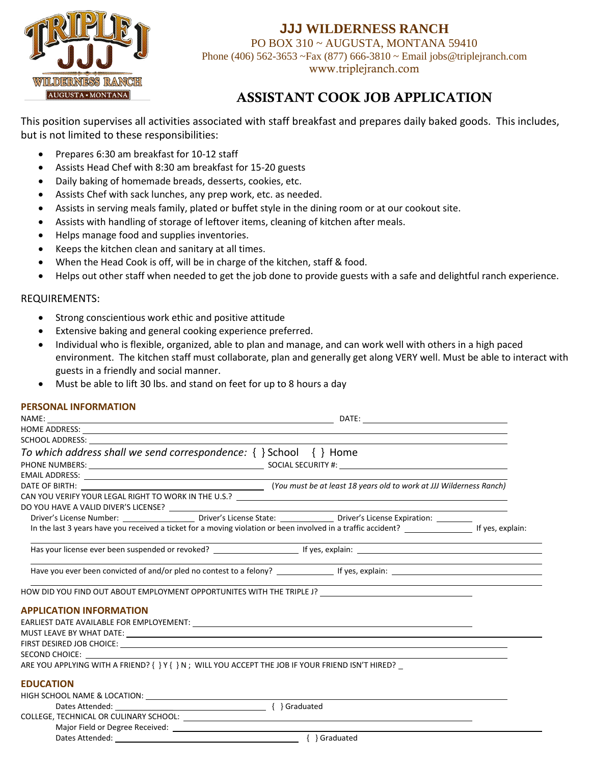# JJJ WILDERNESS RANCH

PO BOX 310 ~ AUGUSTA, MONTANA 59410
Phone (406) 562-3653 ~Fax (877) 666-3810 ~ Email jobs@triplejranch.com
www.triplejranch.com

## ASSISTANT COOK JOB APPLICATION

This position supervises all activities associated with staff breakfast and prepares daily baked goods. This includes, but is not limited to these responsibilities:

- Prepares 6:30 am breakfast for 10-12 staff
- Assists Head Chef with 8:30 am breakfast for 15-20 guests
- Daily baking of homemade breads, desserts, cookies, etc.
- Assists Chef with sack lunches, any prep work, etc. as needed.
- Assists in serving meals family, plated or buffet style in the dining room or at our cookout site.
- Assists with handling of storage of leftover items, cleaning of kitchen after meals.
- Helps manage food and supplies inventories.
- Keeps the kitchen clean and sanitary at all times.
- When the Head Cook is off, will be in charge of the kitchen, staff & food.
- Helps out other staff when needed to get the job done to provide guests with a safe and delightful ranch experience.

REQUIREMENTS:

- Strong conscientious work ethic and positive attitude
- Extensive baking and general cooking experience preferred.
- Individual who is flexible, organized, able to plan and manage, and can work well with others in a high paced environment. The kitchen staff must collaborate, plan and generally get along VERY well. Must be able to interact with guests in a friendly and social manner.
- Must be able to lift 30 lbs. and stand on feet for up to 8 hours a day

### PERSONAL INFORMATION

NAME: ______________________ DATE: ______________

HOME ADDRESS: ______________________

SCHOOL ADDRESS: ______________________

*To which address shall we send correspondence:* { } School { } Home

PHONE NUMBERS: ______________ SOCIAL SECURITY #: ______________

EMAIL ADDRESS: ______________________

DATE OF BIRTH: ______________ *(You must be at least 18 years old to work at JJJ Wilderness Ranch)*

CAN YOU VERIFY YOUR LEGAL RIGHT TO WORK IN THE U.S.? ______________

DO YOU HAVE A VALID DIVER'S LICENSE? ______________

Driver's License Number: ________ Driver's License State: ________ Driver's License Expiration: ________

In the last 3 years have you received a ticket for a moving violation or been involved in a traffic accident? ________ If yes, explain:

______________________

Has your license ever been suspended or revoked? ________ If yes, explain: ______________

______________________

Have you ever been convicted of and/or pled no contest to a felony? ________ If yes, explain: ______________

______________________

HOW DID YOU FIND OUT ABOUT EMPLOYMENT OPPORTUNITES WITH THE TRIPLE J? ______________

### APPLICATION INFORMATION

EARLIEST DATE AVAILABLE FOR EMPLOYEMENT: ______________

MUST LEAVE BY WHAT DATE: ______________

FIRST DESIRED JOB CHOICE: ______________

SECOND CHOICE: ______________

ARE YOU APPLYING WITH A FRIEND? { } Y { } N ; WILL YOU ACCEPT THE JOB IF YOUR FRIEND ISN'T HIRED? _

### EDUCATION

HIGH SCHOOL NAME & LOCATION: ______________

Dates Attended: ______________ { } Graduated

COLLEGE, TECHNICAL OR CULINARY SCHOOL: ______________

Major Field or Degree Received: ______________

Dates Attended: ______________ { } Graduated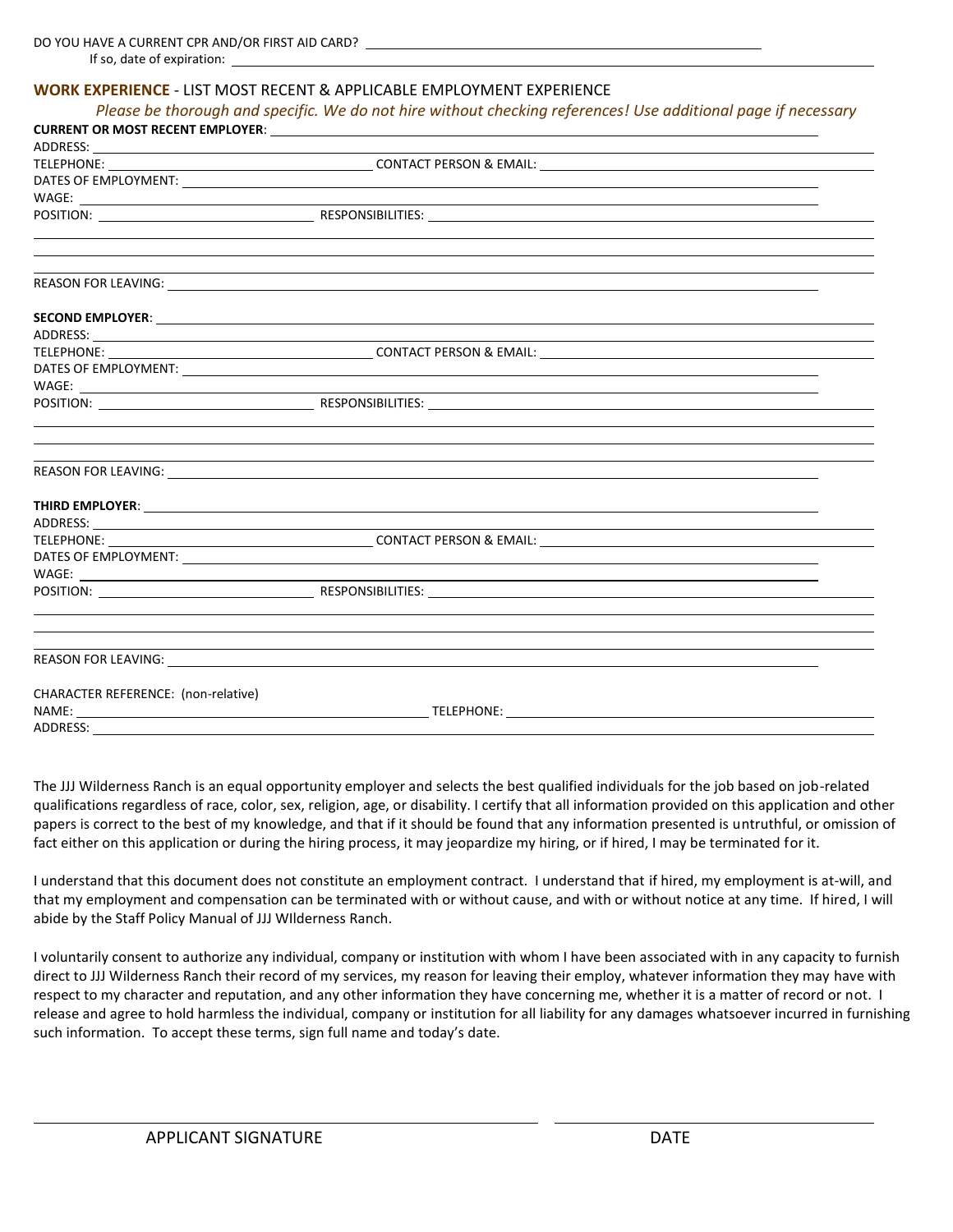DO YOU HAVE A CURRENT CPR AND/OR FIRST AID CARD? ______________________________

If so, date of expiration: ______________________________

**WORK EXPERIENCE** - LIST MOST RECENT & APPLICABLE EMPLOYMENT EXPERIENCE

*Please be thorough and specific. We do not hire without checking references! Use additional page if necessary*

**CURRENT OR MOST RECENT EMPLOYER**: ______________________________

ADDRESS: ______________________________

TELEPHONE: ______________________________ CONTACT PERSON & EMAIL: ______________________________

DATES OF EMPLOYMENT: ______________________________

WAGE: ______________________________

POSITION: ______________________________ RESPONSIBILITIES: ______________________________

______________________________

______________________________

______________________________

REASON FOR LEAVING: ______________________________

**SECOND EMPLOYER**: ______________________________

ADDRESS: ______________________________

TELEPHONE: ______________________________ CONTACT PERSON & EMAIL: ______________________________

DATES OF EMPLOYMENT: ______________________________

WAGE: ______________________________

POSITION: ______________________________ RESPONSIBILITIES: ______________________________

______________________________

______________________________

______________________________

REASON FOR LEAVING: ______________________________

**THIRD EMPLOYER**: ______________________________

ADDRESS: ______________________________

TELEPHONE: ______________________________ CONTACT PERSON & EMAIL: ______________________________

DATES OF EMPLOYMENT: ______________________________

WAGE: ______________________________

POSITION: ______________________________ RESPONSIBILITIES: ______________________________

______________________________

______________________________

______________________________

REASON FOR LEAVING: ______________________________

CHARACTER REFERENCE: (non-relative)

NAME: ______________________________ TELEPHONE: ______________________________

ADDRESS: ______________________________

The JJJ Wilderness Ranch is an equal opportunity employer and selects the best qualified individuals for the job based on job-related qualifications regardless of race, color, sex, religion, age, or disability. I certify that all information provided on this application and other papers is correct to the best of my knowledge, and that if it should be found that any information presented is untruthful, or omission of fact either on this application or during the hiring process, it may jeopardize my hiring, or if hired, I may be terminated for it.

I understand that this document does not constitute an employment contract. I understand that if hired, my employment is at-will, and that my employment and compensation can be terminated with or without cause, and with or without notice at any time. If hired, I will abide by the Staff Policy Manual of JJJ WIlderness Ranch.

I voluntarily consent to authorize any individual, company or institution with whom I have been associated with in any capacity to furnish direct to JJJ Wilderness Ranch their record of my services, my reason for leaving their employ, whatever information they may have with respect to my character and reputation, and any other information they have concerning me, whether it is a matter of record or not. I release and agree to hold harmless the individual, company or institution for all liability for any damages whatsoever incurred in furnishing such information. To accept these terms, sign full name and today's date.

______________________________ ______________________________

APPLICANT SIGNATURE DATE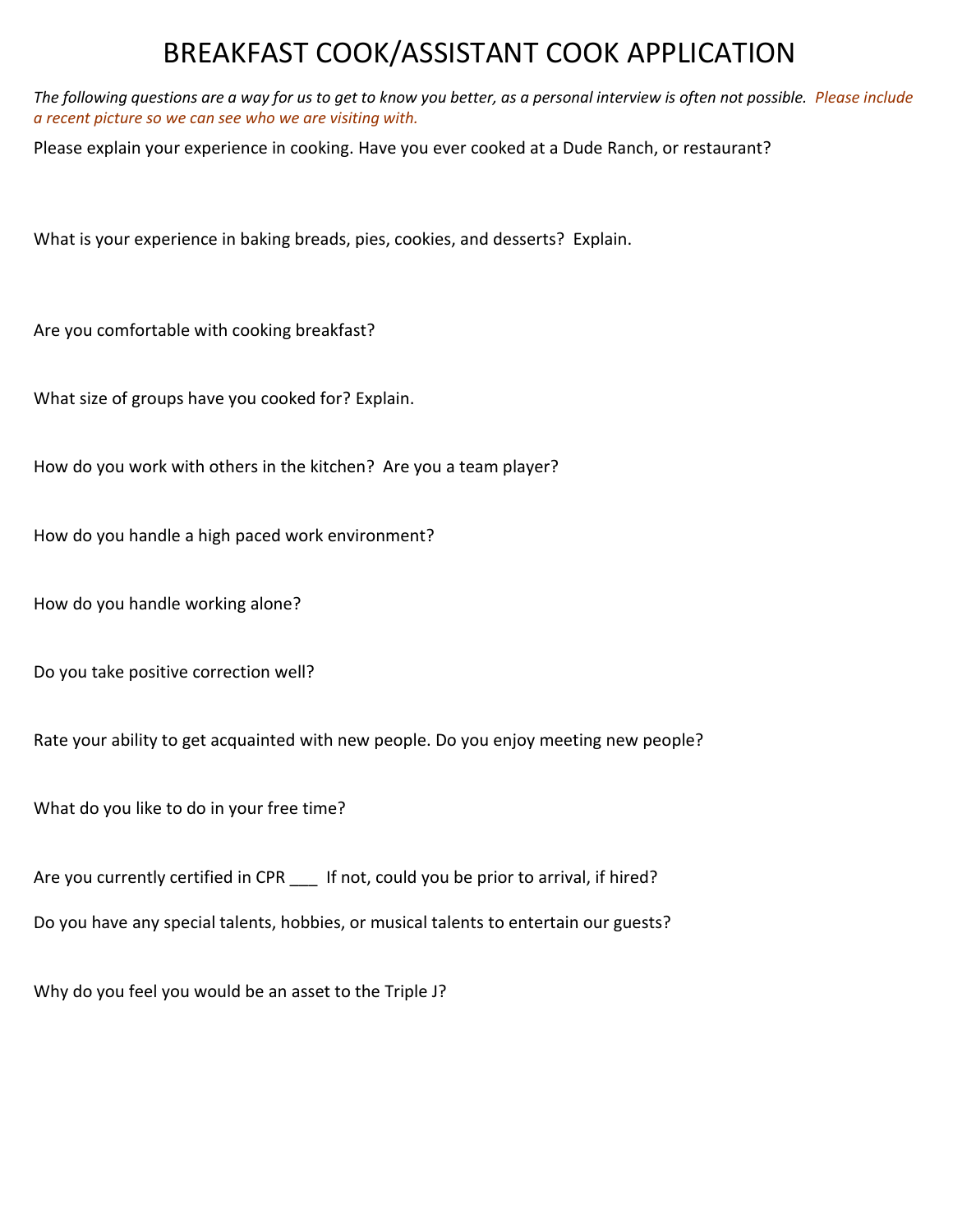# BREAKFAST COOK/ASSISTANT COOK APPLICATION

*The following questions are a way for us to get to know you better, as a personal interview is often not possible. Please include a recent picture so we can see who we are visiting with.*

Please explain your experience in cooking. Have you ever cooked at a Dude Ranch, or restaurant?

What is your experience in baking breads, pies, cookies, and desserts? Explain.

Are you comfortable with cooking breakfast?

What size of groups have you cooked for? Explain.

How do you work with others in the kitchen? Are you a team player?

How do you handle a high paced work environment?

How do you handle working alone?

Do you take positive correction well?

Rate your ability to get acquainted with new people. Do you enjoy meeting new people?

What do you like to do in your free time?

Are you currently certified in CPR ___ If not, could you be prior to arrival, if hired?

Do you have any special talents, hobbies, or musical talents to entertain our guests?

Why do you feel you would be an asset to the Triple J?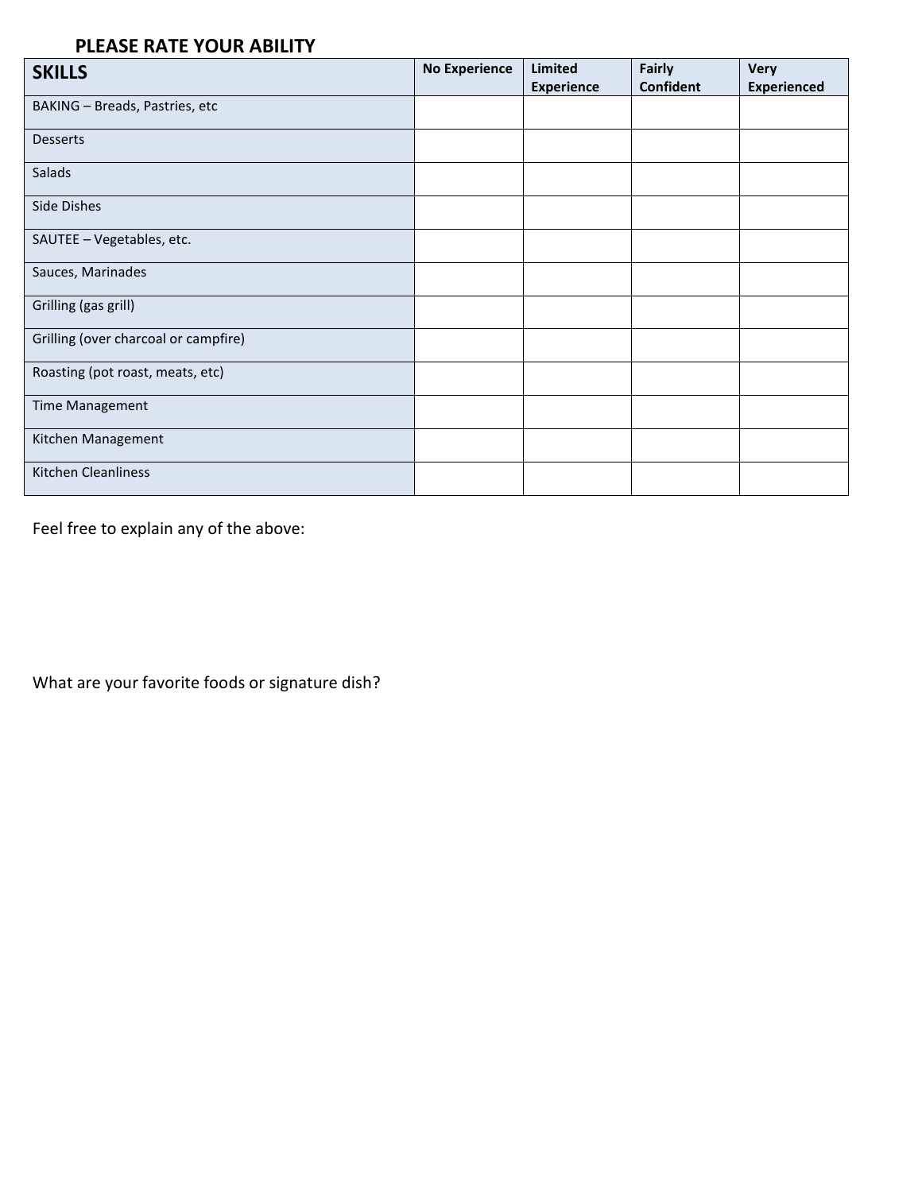## PLEASE RATE YOUR ABILITY

| SKILLS | No Experience | Limited Experience | Fairly Confident | Very Experienced |
|---|---|---|---|---|
| BAKING – Breads, Pastries, etc | | | | |
| Desserts | | | | |
| Salads | | | | |
| Side Dishes | | | | |
| SAUTEE – Vegetables, etc. | | | | |
| Sauces, Marinades | | | | |
| Grilling (gas grill) | | | | |
| Grilling (over charcoal or campfire) | | | | |
| Roasting (pot roast, meats, etc) | | | | |
| Time Management | | | | |
| Kitchen Management | | | | |
| Kitchen Cleanliness | | | | |

Feel free to explain any of the above:

What are your favorite foods or signature dish?